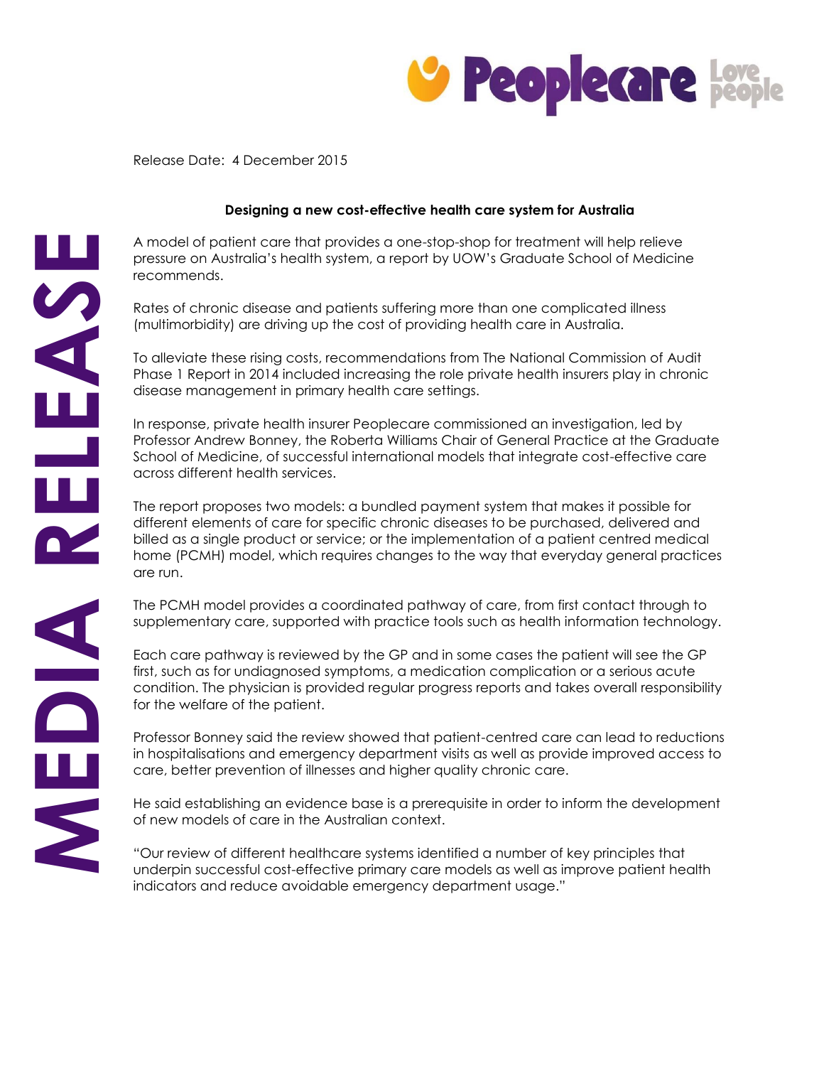Release Date: 4 December 2015

**Designing a new cost-effective health care system for Australia**

A model of patient care that provides a one-stop-shop for treatment will help relieve pressure on Australia's health system, a report by UOW's Graduate School of Medicine recommends.

Rates of chronic disease and patients suffering more than one complicated illness (multimorbidity) are driving up the cost of providing health care in Australia.

To alleviate these rising costs, recommendations from The National Commission of Audit Phase 1 Report in 2014 included increasing the role private health insurers play in chronic disease management in primary health care settings.

In response, private health insurer Peoplecare commissioned an investigation, led by Professor Andrew Bonney, the Roberta Williams Chair of General Practice at the Graduate School of Medicine, of successful international models that integrate cost-effective care across different health services.

The report proposes two models: a bundled payment system that makes it possible for different elements of care for specific chronic diseases to be purchased, delivered and billed as a single product or service; or the implementation of a patient centred medical home (PCMH) model, which requires changes to the way that everyday general practices are run.

The PCMH model provides a coordinated pathway of care, from first contact through to supplementary care, supported with practice tools such as health information technology.

Each care pathway is reviewed by the GP and in some cases the patient will see the GP first, such as for undiagnosed symptoms, a medication complication or a serious acute condition. The physician is provided regular progress reports and takes overall responsibility for the welfare of the patient.

Professor Bonney said the review showed that patient-centred care can lead to reductions in hospitalisations and emergency department visits as well as provide improved access to care, better prevention of illnesses and higher quality chronic care.

He said establishing an evidence base is a prerequisite in order to inform the development of new models of care in the Australian context.

"Our review of different healthcare systems identified a number of key principles that underpin successful cost-effective primary care models as well as improve patient health indicators and reduce avoidable emergency department usage."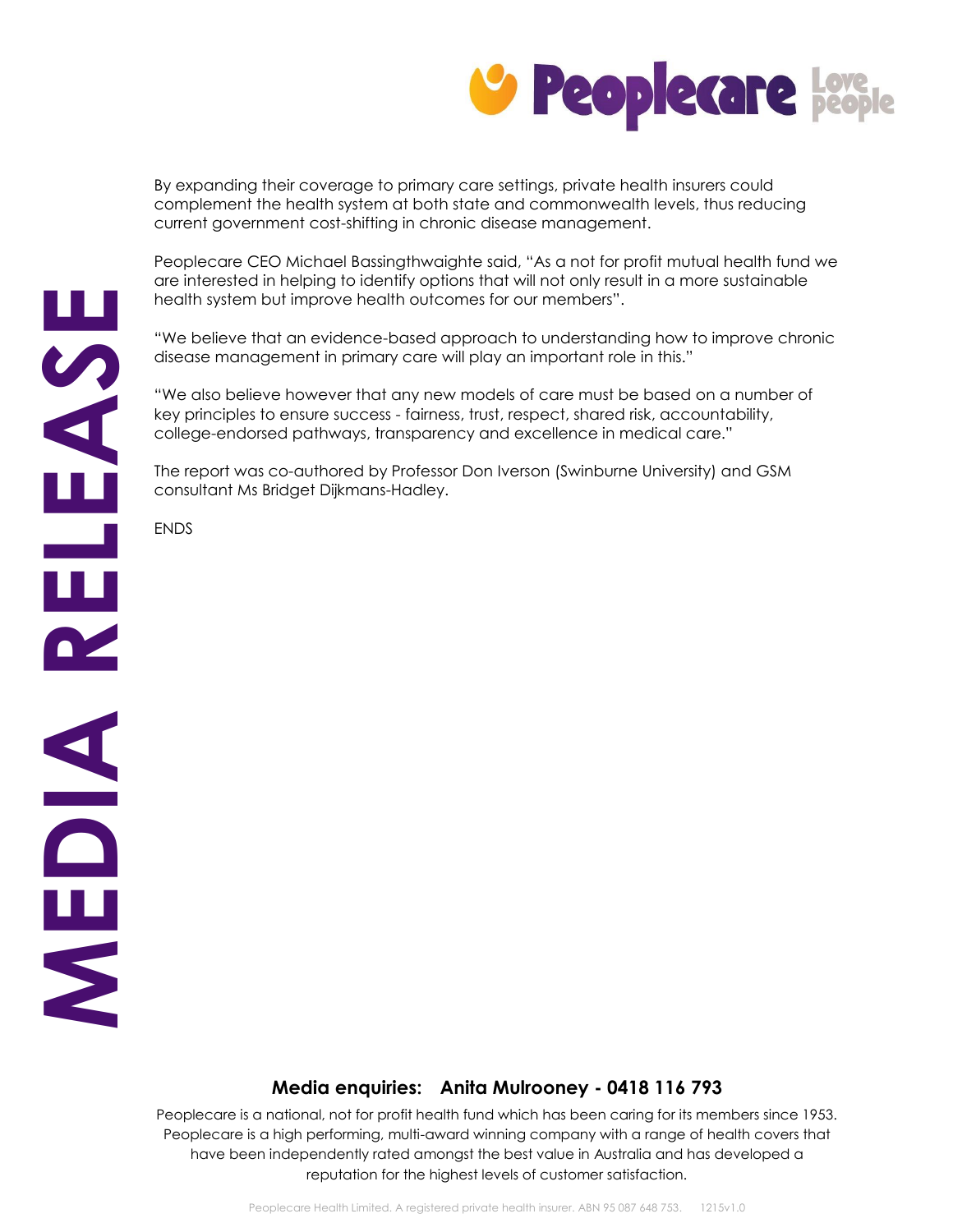By expanding their coverage to primary care settings, private health insurers could complement the health system at both state and commonwealth levels, thus reducing current government cost-shifting in chronic disease management.

Peoplecare CEO Michael Bassingthwaighte said, "As a not for profit mutual health fund we are interested in helping to identify options that will not only result in a more sustainable health system but improve health outcomes for our members".

"We believe that an evidence-based approach to understanding how to improve chronic disease management in primary care will play an important role in this."

"We also believe however that any new models of care must be based on a number of key principles to ensure success - fairness, trust, respect, shared risk, accountability, college-endorsed pathways, transparency and excellence in medical care."

The report was co-authored by Professor Don Iverson (Swinburne University) and GSM consultant Ms Bridget Dijkmans-Hadley.

ENDS

**Media enquiries: Anita Mulrooney - 0418 116 793**

Peoplecare is a national, not for profit health fund which has been caring for its members since 1953. Peoplecare is a high performing, multi-award winning company with a range of health covers that have been independently rated amongst the best value in Australia and has developed a reputation for the highest levels of customer satisfaction.

Peoplecare Health Limited. A registered private health insurer. ABN 95 087 648 753. 1215v1.0